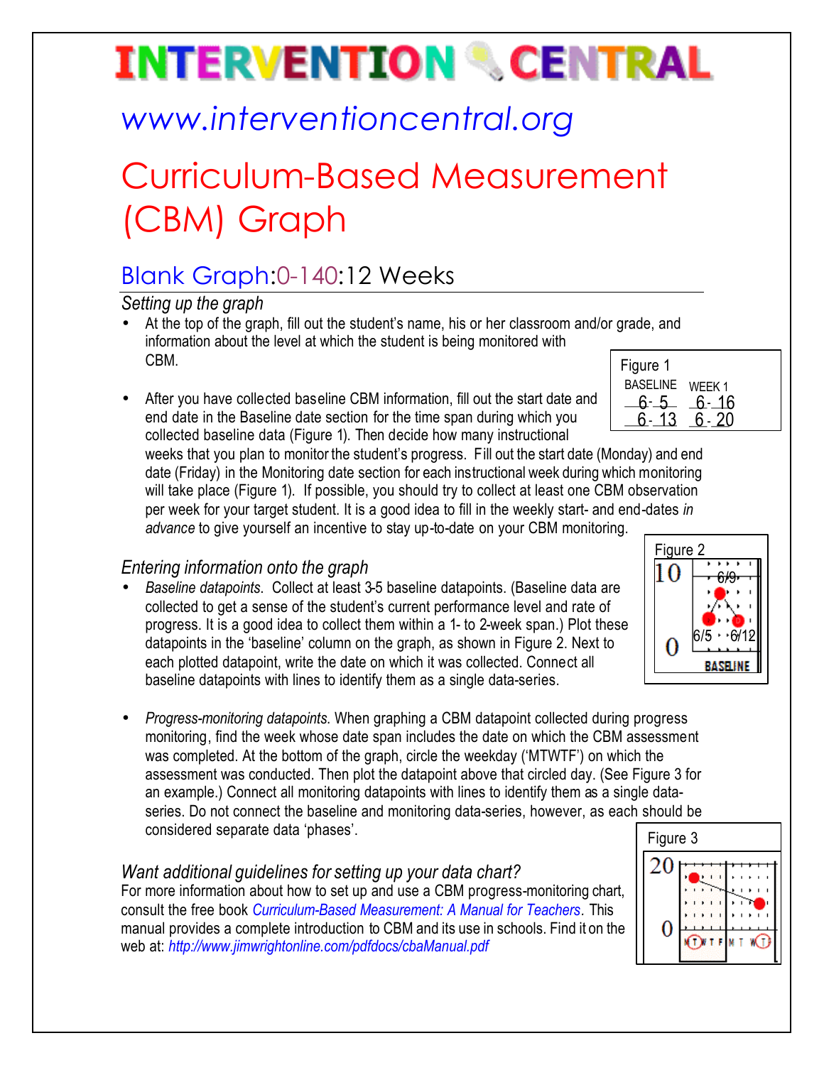# INTERVENTION CENTRAL

## www.interventioncentral.org

# Curriculum-Based Measurement (CBM) Graph

## Blank Graph:0-140:12 Weeks

### *Setting up the graph*

- At the top of the graph, fill out the student's name, his or her classroom and/or grade, and information about the level at which the student is being monitored with CBM.

- After you have collected baseline CBM information, fill out the start date and end date in the Baseline date section for the time span during which you collected baseline data (Figure 1). Then decide how many instructional weeks that you plan to monitor the student's progress. Fill out the start date (Monday) and end date (Friday) in the Monitoring date section for each instructional week during which monitoring will take place (Figure 1). If possible, you should try to collect at least one CBM observation per week for your target student. It is a good idea to fill in the weekly start- and end-dates *in advance* to give yourself an incentive to stay up-to-date on your CBM monitoring.

Figure 1

| BASELINE | WEEK 1 |
| --- | --- |
| 6-5 | 6-16 |
| 6-13 | 6-20 |

### *Entering information onto the graph*

- *Baseline datapoints*. Collect at least 3-5 baseline datapoints. (Baseline data are collected to get a sense of the student's current performance level and rate of progress. It is a good idea to collect them within a 1- to 2-week span.) Plot these datapoints in the 'baseline' column on the graph, as shown in Figure 2. Next to each plotted datapoint, write the date on which it was collected. Connect all baseline datapoints with lines to identify them as a single data-series.

Figure 2

- *Progress-monitoring datapoints.* When graphing a CBM datapoint collected during progress monitoring, find the week whose date span includes the date on which the CBM assessment was completed. At the bottom of the graph, circle the weekday ('MTWTF') on which the assessment was conducted. Then plot the datapoint above that circled day. (See Figure 3 for an example.) Connect all monitoring datapoints with lines to identify them as a single data-series. Do not connect the baseline and monitoring data-series, however, as each should be considered separate data 'phases'.

Figure 3

### *Want additional guidelines for setting up your data chart?*

For more information about how to set up and use a CBM progress-monitoring chart, consult the free book *Curriculum-Based Measurement: A Manual for Teachers*. This manual provides a complete introduction to CBM and its use in schools. Find it on the web at: *http://www.jimwrightonline.com/pdfdocs/cbaManual.pdf*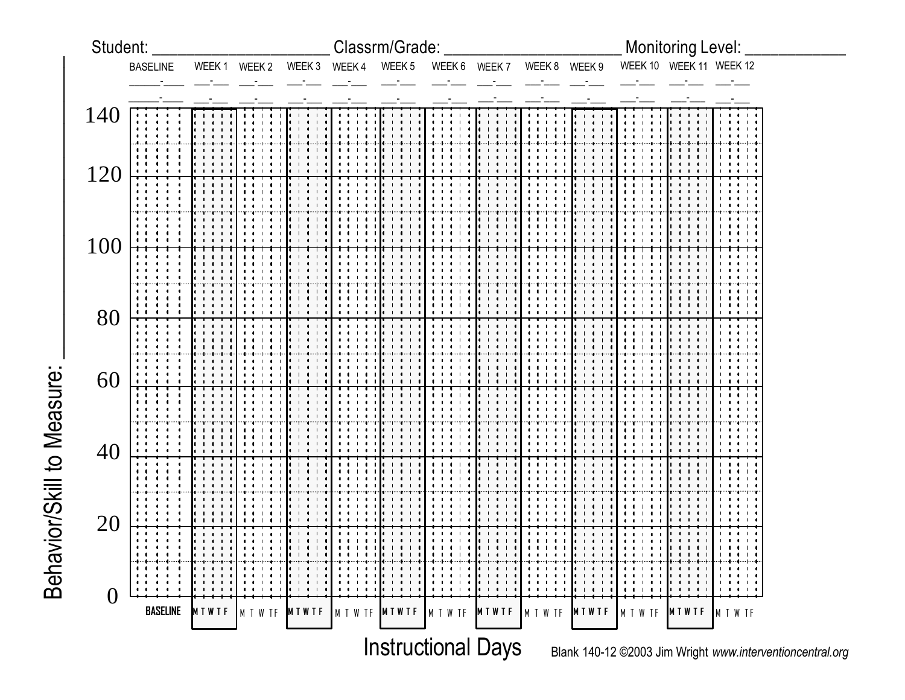Student: ______________________ Classrm/Grade: ______________________ Monitoring Level: ____________

BASELINE WEEK 1 WEEK 2 WEEK 3 WEEK 4 WEEK 5 WEEK 6 WEEK 7 WEEK 8 WEEK 9 WEEK 10 WEEK 11 WEEK 12

Behavior/Skill to Measure: ______________

140

120

100

80

60

40

20

0

BASELINE M T W T F M T W T F M T W T F M T W T F M T W T F M T W T F M T W T F M T W T F M T W T F M T W T F M T W T F M T W T F

Instructional Days

Blank 140-12 ©2003 Jim Wright *www.interventioncentral.org*